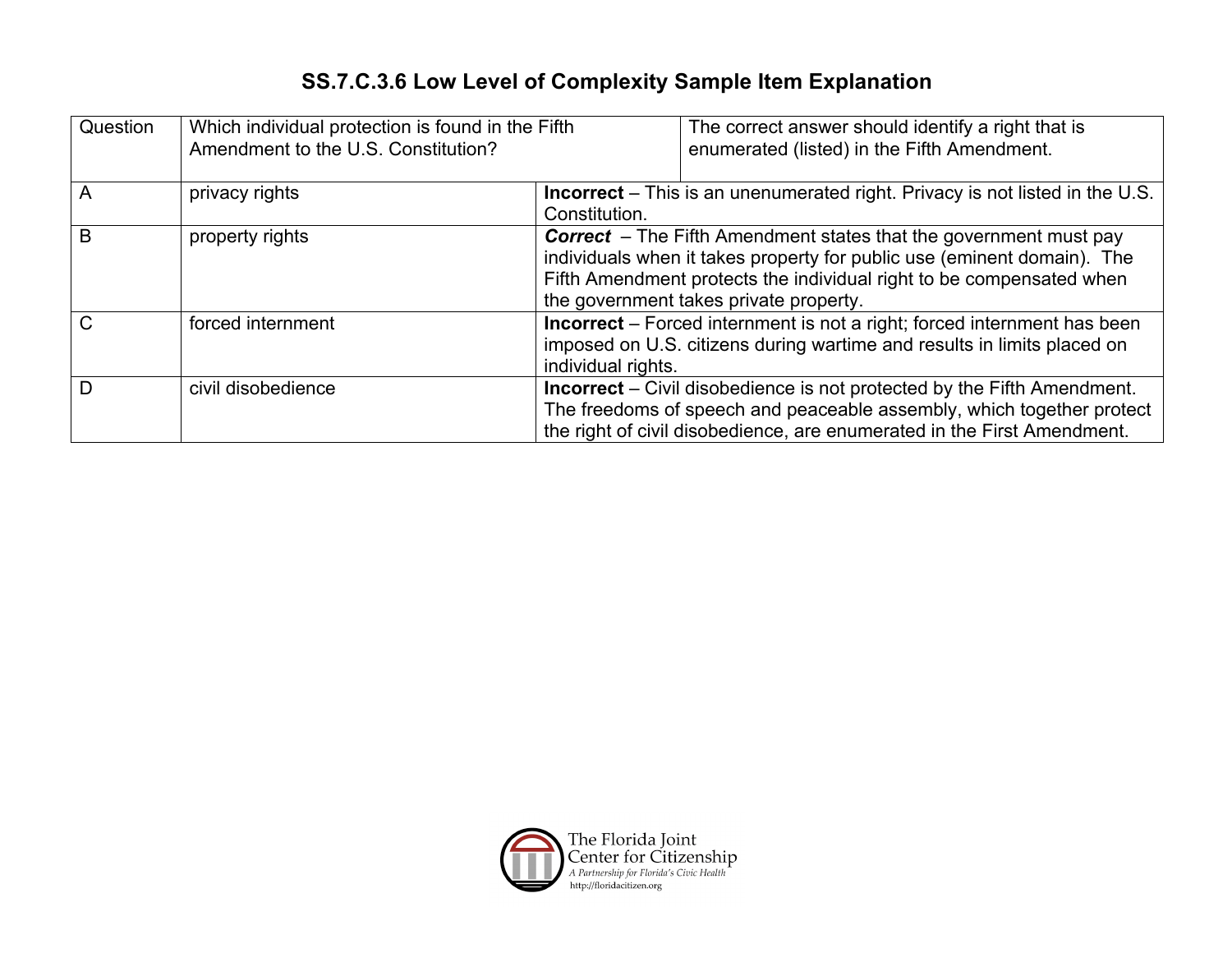# SS.7.C.3.6 Low Level of Complexity Sample Item Explanation

| Question | Which individual protection is found in the Fifth Amendment to the U.S. Constitution? | The correct answer should identify a right that is enumerated (listed) in the Fifth Amendment. |
|---|---|---|
| A | privacy rights | **Incorrect** – This is an unenumerated right. Privacy is not listed in the U.S. Constitution. |
| B | property rights | ***Correct*** – The Fifth Amendment states that the government must pay individuals when it takes property for public use (eminent domain). The Fifth Amendment protects the individual right to be compensated when the government takes private property. |
| C | forced internment | **Incorrect** – Forced internment is not a right; forced internment has been imposed on U.S. citizens during wartime and results in limits placed on individual rights. |
| D | civil disobedience | **Incorrect** – Civil disobedience is not protected by the Fifth Amendment. The freedoms of speech and peaceable assembly, which together protect the right of civil disobedience, are enumerated in the First Amendment. |

The Florida Joint Center for Citizenship
*A Partnership for Florida's Civic Health*
http://floridacitizen.org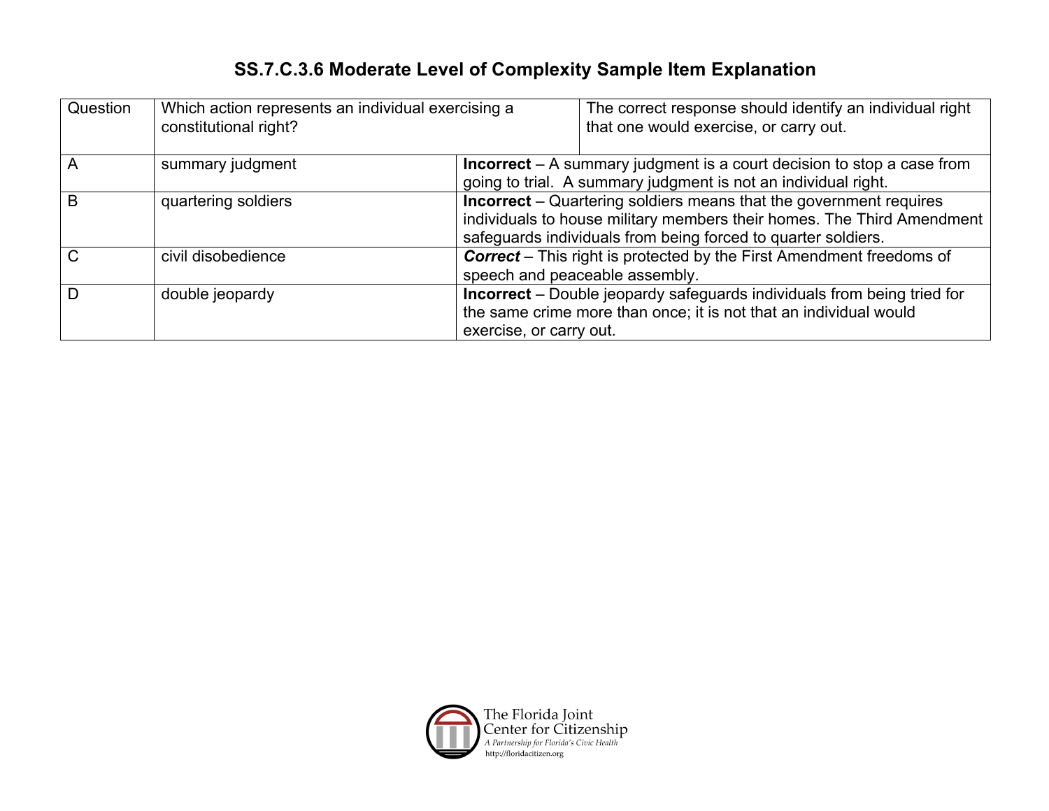# SS.7.C.3.6 Moderate Level of Complexity Sample Item Explanation

| Question | Which action represents an individual exercising a constitutional right? | The correct response should identify an individual right that one would exercise, or carry out. |
|---|---|---|
| A | summary judgment | **Incorrect** – A summary judgment is a court decision to stop a case from going to trial. A summary judgment is not an individual right. |
| B | quartering soldiers | **Incorrect** – Quartering soldiers means that the government requires individuals to house military members their homes. The Third Amendment safeguards individuals from being forced to quarter soldiers. |
| C | civil disobedience | ***Correct*** – This right is protected by the First Amendment freedoms of speech and peaceable assembly. |
| D | double jeopardy | **Incorrect** – Double jeopardy safeguards individuals from being tried for the same crime more than once; it is not that an individual would exercise, or carry out. |

The Florida Joint Center for Citizenship
*A Partnership for Florida's Civic Health*
http://floridacitizen.org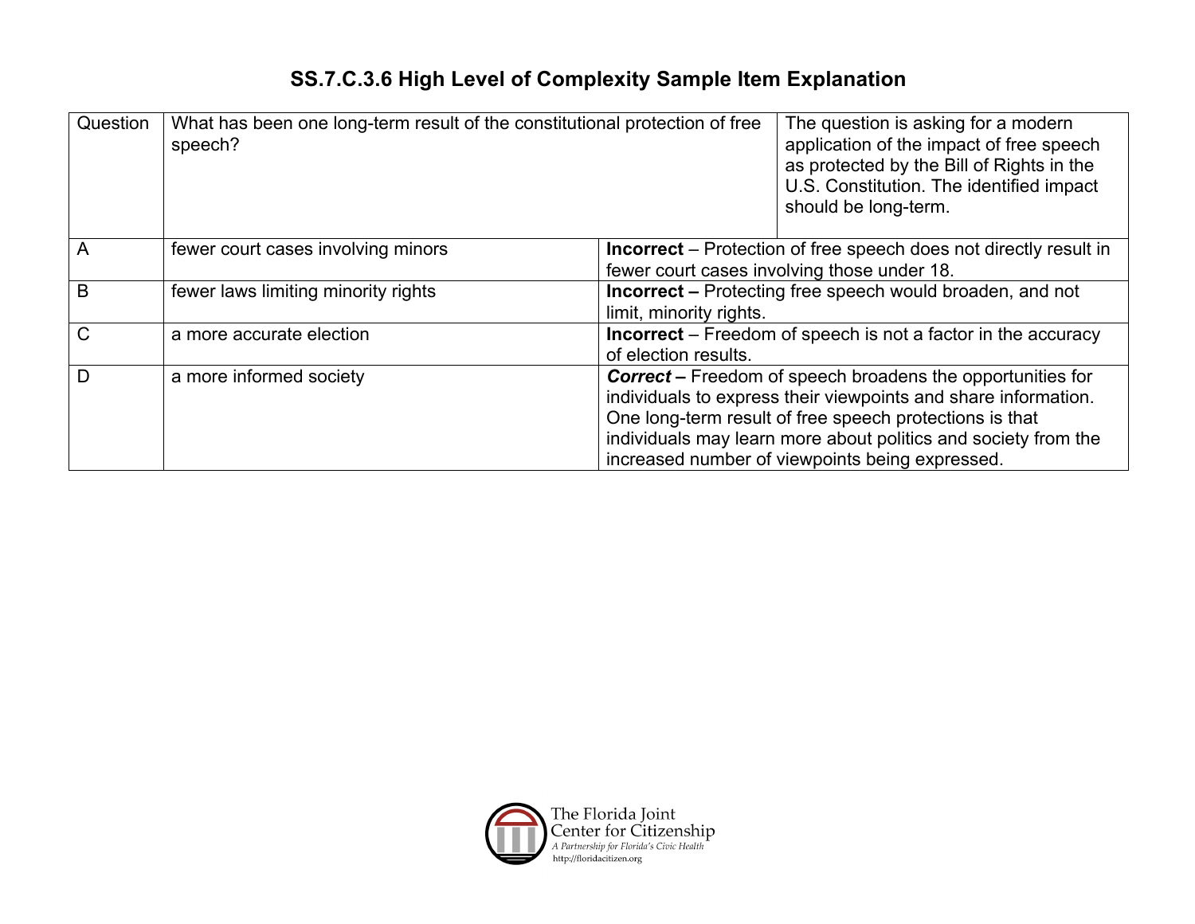# SS.7.C.3.6 High Level of Complexity Sample Item Explanation

| | | |
|---|---|---|
| Question | What has been one long-term result of the constitutional protection of free speech? | The question is asking for a modern application of the impact of free speech as protected by the Bill of Rights in the U.S. Constitution. The identified impact should be long-term. |
| A | fewer court cases involving minors | **Incorrect** – Protection of free speech does not directly result in fewer court cases involving those under 18. |
| B | fewer laws limiting minority rights | **Incorrect –** Protecting free speech would broaden, and not limit, minority rights. |
| C | a more accurate election | **Incorrect** – Freedom of speech is not a factor in the accuracy of election results. |
| D | a more informed society | ***Correct* –** Freedom of speech broadens the opportunities for individuals to express their viewpoints and share information. One long-term result of free speech protections is that individuals may learn more about politics and society from the increased number of viewpoints being expressed. |

The Florida Joint Center for Citizenship
A Partnership for Florida's Civic Health
http://floridacitizen.org